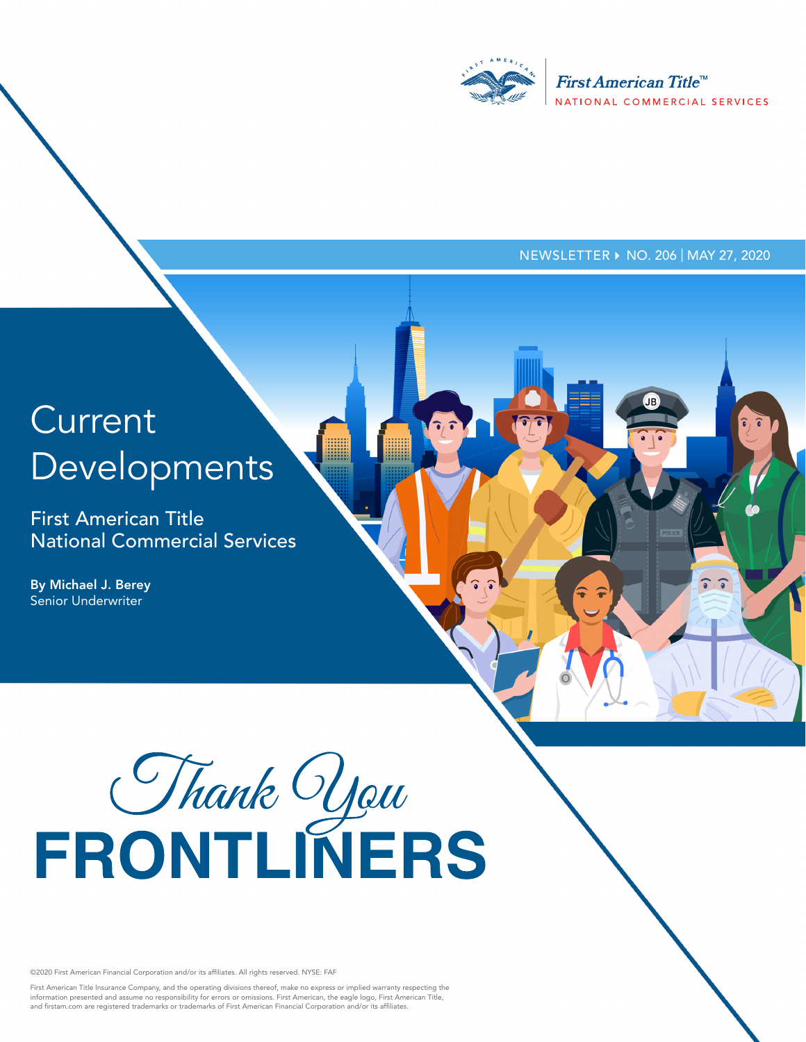First American Title™
NATIONAL COMMERCIAL SERVICES

NEWSLETTER ▸ NO. 206 | MAY 27, 2020

# Current Developments

First American Title
National Commercial Services

**By Michael J. Berey**
Senior Underwriter

## Thank You FRONTLINERS

©2020 First American Financial Corporation and/or its affiliates. All rights reserved. NYSE: FAF

First American Title Insurance Company, and the operating divisions thereof, make no express or implied warranty respecting the information presented and assume no responsibility for errors or omissions. First American, the eagle logo, First American Title, and firstam.com are registered trademarks or trademarks of First American Financial Corporation and/or its affiliates.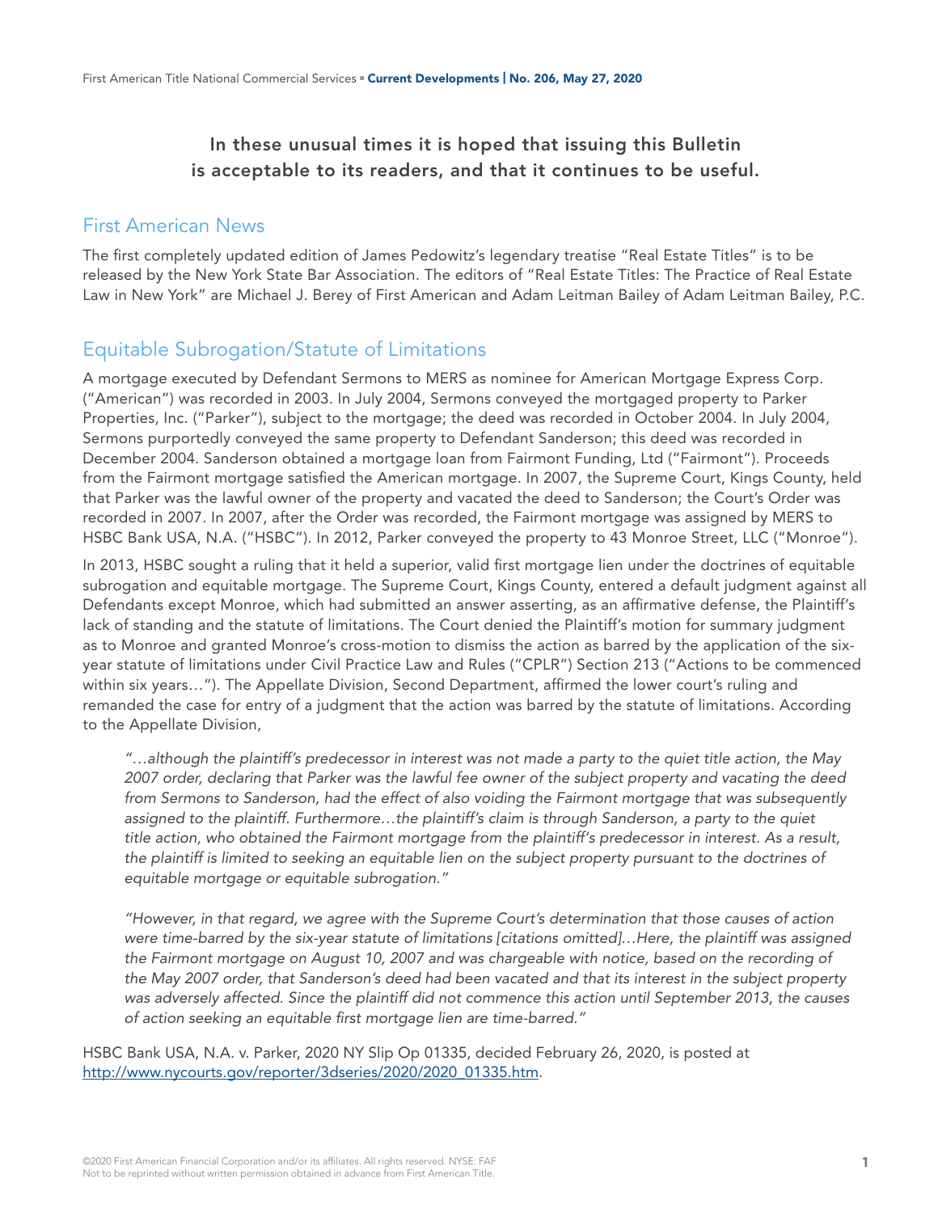**In these unusual times it is hoped that issuing this Bulletin is acceptable to its readers, and that it continues to be useful.**

## First American News

The first completely updated edition of James Pedowitz's legendary treatise "Real Estate Titles" is to be released by the New York State Bar Association. The editors of "Real Estate Titles: The Practice of Real Estate Law in New York" are Michael J. Berey of First American and Adam Leitman Bailey of Adam Leitman Bailey, P.C.

## Equitable Subrogation/Statute of Limitations

A mortgage executed by Defendant Sermons to MERS as nominee for American Mortgage Express Corp. ("American") was recorded in 2003. In July 2004, Sermons conveyed the mortgaged property to Parker Properties, Inc. ("Parker"), subject to the mortgage; the deed was recorded in October 2004. In July 2004, Sermons purportedly conveyed the same property to Defendant Sanderson; this deed was recorded in December 2004. Sanderson obtained a mortgage loan from Fairmont Funding, Ltd ("Fairmont"). Proceeds from the Fairmont mortgage satisfied the American mortgage. In 2007, the Supreme Court, Kings County, held that Parker was the lawful owner of the property and vacated the deed to Sanderson; the Court's Order was recorded in 2007. In 2007, after the Order was recorded, the Fairmont mortgage was assigned by MERS to HSBC Bank USA, N.A. ("HSBC"). In 2012, Parker conveyed the property to 43 Monroe Street, LLC ("Monroe").

In 2013, HSBC sought a ruling that it held a superior, valid first mortgage lien under the doctrines of equitable subrogation and equitable mortgage. The Supreme Court, Kings County, entered a default judgment against all Defendants except Monroe, which had submitted an answer asserting, as an affirmative defense, the Plaintiff's lack of standing and the statute of limitations. The Court denied the Plaintiff's motion for summary judgment as to Monroe and granted Monroe's cross-motion to dismiss the action as barred by the application of the six-year statute of limitations under Civil Practice Law and Rules ("CPLR") Section 213 ("Actions to be commenced within six years…"). The Appellate Division, Second Department, affirmed the lower court's ruling and remanded the case for entry of a judgment that the action was barred by the statute of limitations. According to the Appellate Division,

> *"…although the plaintiff's predecessor in interest was not made a party to the quiet title action, the May 2007 order, declaring that Parker was the lawful fee owner of the subject property and vacating the deed from Sermons to Sanderson, had the effect of also voiding the Fairmont mortgage that was subsequently assigned to the plaintiff. Furthermore…the plaintiff's claim is through Sanderson, a party to the quiet title action, who obtained the Fairmont mortgage from the plaintiff's predecessor in interest. As a result, the plaintiff is limited to seeking an equitable lien on the subject property pursuant to the doctrines of equitable mortgage or equitable subrogation."*
>
> *"However, in that regard, we agree with the Supreme Court's determination that those causes of action were time-barred by the six-year statute of limitations [citations omitted]…Here, the plaintiff was assigned the Fairmont mortgage on August 10, 2007 and was chargeable with notice, based on the recording of the May 2007 order, that Sanderson's deed had been vacated and that its interest in the subject property was adversely affected. Since the plaintiff did not commence this action until September 2013, the causes of action seeking an equitable first mortgage lien are time-barred."*

HSBC Bank USA, N.A. v. Parker, 2020 NY Slip Op 01335, decided February 26, 2020, is posted at http://www.nycourts.gov/reporter/3dseries/2020/2020_01335.htm.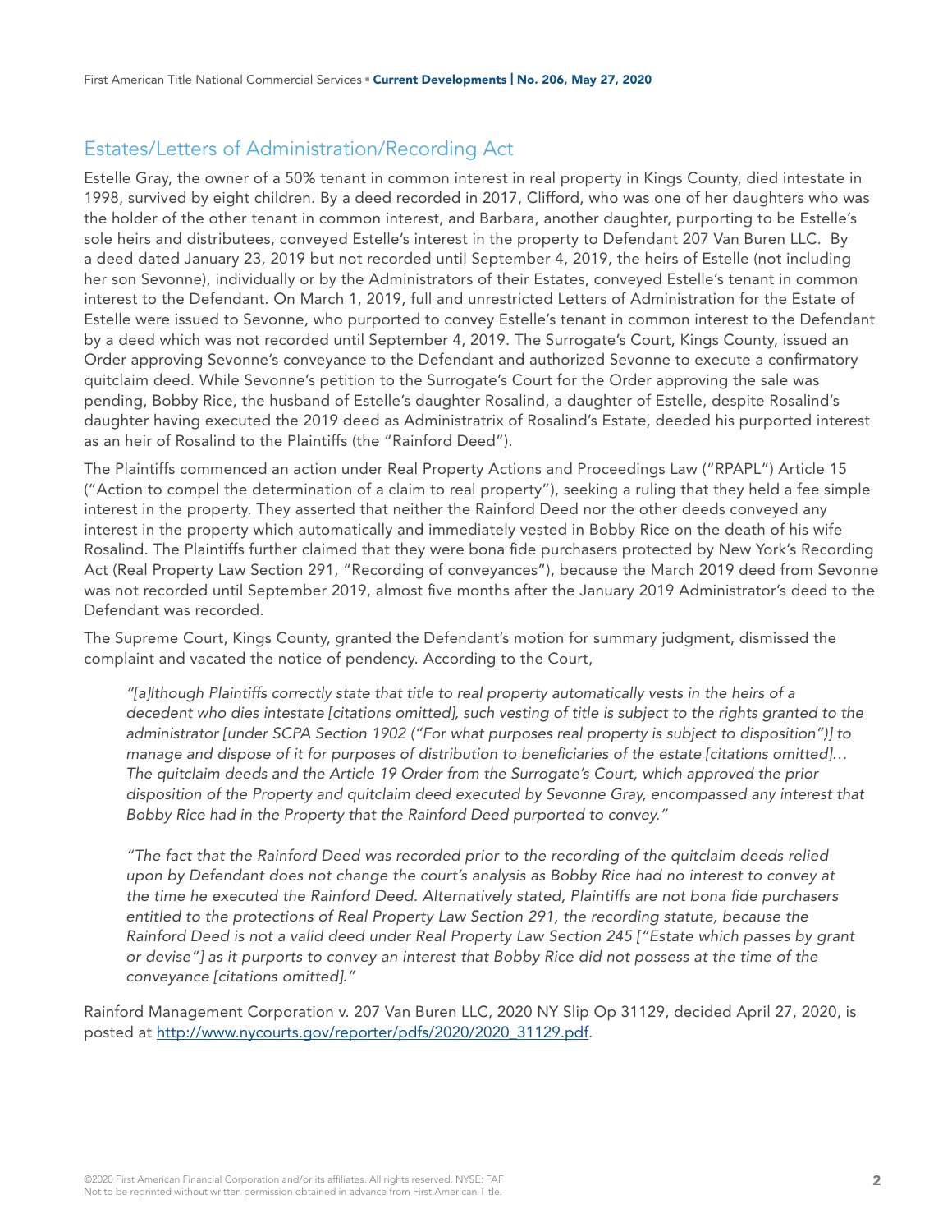## Estates/Letters of Administration/Recording Act

Estelle Gray, the owner of a 50% tenant in common interest in real property in Kings County, died intestate in 1998, survived by eight children. By a deed recorded in 2017, Clifford, who was one of her daughters who was the holder of the other tenant in common interest, and Barbara, another daughter, purporting to be Estelle's sole heirs and distributees, conveyed Estelle's interest in the property to Defendant 207 Van Buren LLC. By a deed dated January 23, 2019 but not recorded until September 4, 2019, the heirs of Estelle (not including her son Sevonne), individually or by the Administrators of their Estates, conveyed Estelle's tenant in common interest to the Defendant. On March 1, 2019, full and unrestricted Letters of Administration for the Estate of Estelle were issued to Sevonne, who purported to convey Estelle's tenant in common interest to the Defendant by a deed which was not recorded until September 4, 2019. The Surrogate's Court, Kings County, issued an Order approving Sevonne's conveyance to the Defendant and authorized Sevonne to execute a confirmatory quitclaim deed. While Sevonne's petition to the Surrogate's Court for the Order approving the sale was pending, Bobby Rice, the husband of Estelle's daughter Rosalind, a daughter of Estelle, despite Rosalind's daughter having executed the 2019 deed as Administratrix of Rosalind's Estate, deeded his purported interest as an heir of Rosalind to the Plaintiffs (the "Rainford Deed").

The Plaintiffs commenced an action under Real Property Actions and Proceedings Law ("RPAPL") Article 15 ("Action to compel the determination of a claim to real property"), seeking a ruling that they held a fee simple interest in the property. They asserted that neither the Rainford Deed nor the other deeds conveyed any interest in the property which automatically and immediately vested in Bobby Rice on the death of his wife Rosalind. The Plaintiffs further claimed that they were bona fide purchasers protected by New York's Recording Act (Real Property Law Section 291, "Recording of conveyances"), because the March 2019 deed from Sevonne was not recorded until September 2019, almost five months after the January 2019 Administrator's deed to the Defendant was recorded.

The Supreme Court, Kings County, granted the Defendant's motion for summary judgment, dismissed the complaint and vacated the notice of pendency. According to the Court,

> *"[a]lthough Plaintiffs correctly state that title to real property automatically vests in the heirs of a decedent who dies intestate [citations omitted], such vesting of title is subject to the rights granted to the administrator [under SCPA Section 1902 ("For what purposes real property is subject to disposition")] to manage and dispose of it for purposes of distribution to beneficiaries of the estate [citations omitted]… The quitclaim deeds and the Article 19 Order from the Surrogate's Court, which approved the prior disposition of the Property and quitclaim deed executed by Sevonne Gray, encompassed any interest that Bobby Rice had in the Property that the Rainford Deed purported to convey."*
>
> *"The fact that the Rainford Deed was recorded prior to the recording of the quitclaim deeds relied upon by Defendant does not change the court's analysis as Bobby Rice had no interest to convey at the time he executed the Rainford Deed. Alternatively stated, Plaintiffs are not bona fide purchasers entitled to the protections of Real Property Law Section 291, the recording statute, because the Rainford Deed is not a valid deed under Real Property Law Section 245 ["Estate which passes by grant or devise"] as it purports to convey an interest that Bobby Rice did not possess at the time of the conveyance [citations omitted]."*

Rainford Management Corporation v. 207 Van Buren LLC, 2020 NY Slip Op 31129, decided April 27, 2020, is posted at [http://www.nycourts.gov/reporter/pdfs/2020/2020_31129.pdf](http://www.nycourts.gov/reporter/pdfs/2020/2020_31129.pdf).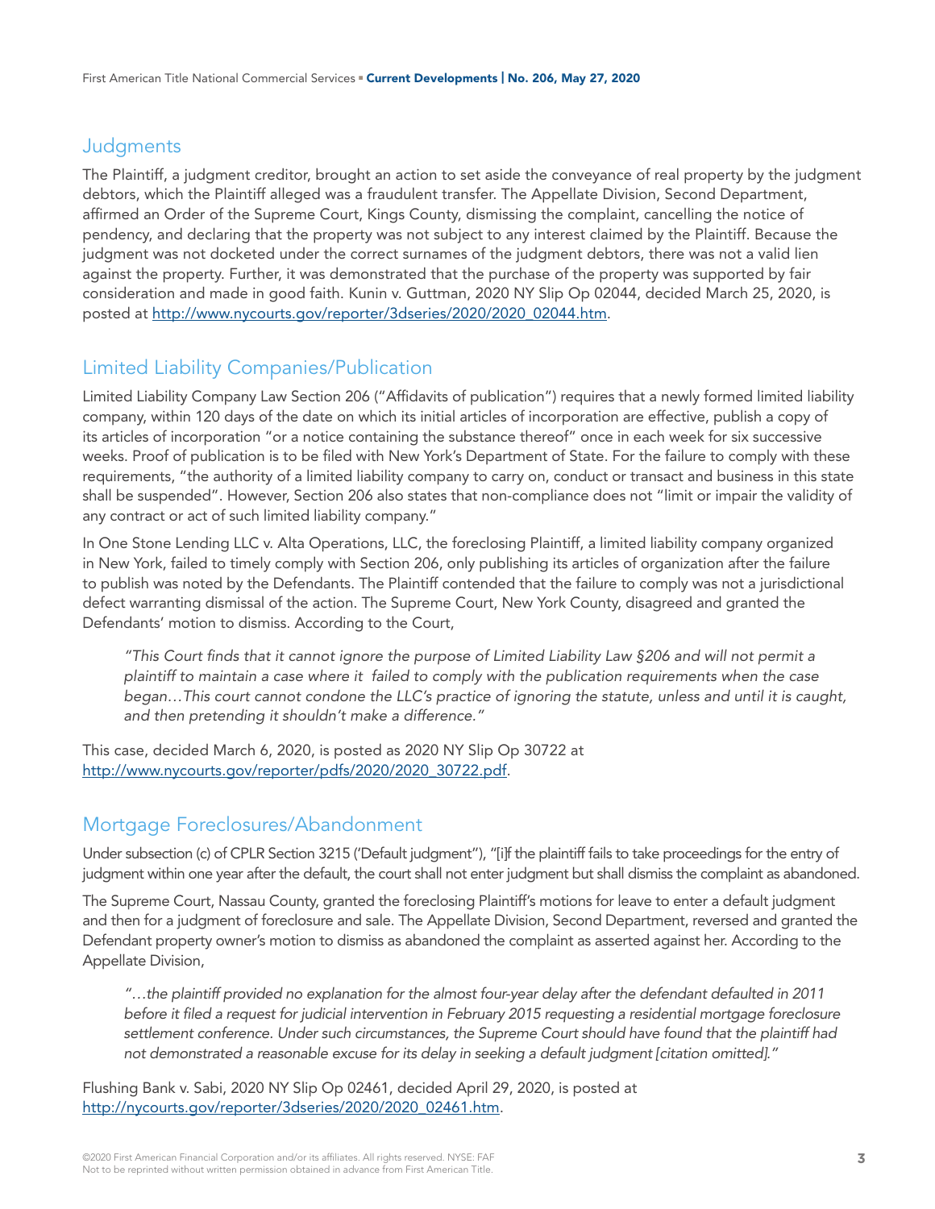## Judgments

The Plaintiff, a judgment creditor, brought an action to set aside the conveyance of real property by the judgment debtors, which the Plaintiff alleged was a fraudulent transfer. The Appellate Division, Second Department, affirmed an Order of the Supreme Court, Kings County, dismissing the complaint, cancelling the notice of pendency, and declaring that the property was not subject to any interest claimed by the Plaintiff. Because the judgment was not docketed under the correct surnames of the judgment debtors, there was not a valid lien against the property. Further, it was demonstrated that the purchase of the property was supported by fair consideration and made in good faith. Kunin v. Guttman, 2020 NY Slip Op 02044, decided March 25, 2020, is posted at http://www.nycourts.gov/reporter/3dseries/2020/2020_02044.htm.

## Limited Liability Companies/Publication

Limited Liability Company Law Section 206 ("Affidavits of publication") requires that a newly formed limited liability company, within 120 days of the date on which its initial articles of incorporation are effective, publish a copy of its articles of incorporation "or a notice containing the substance thereof" once in each week for six successive weeks. Proof of publication is to be filed with New York's Department of State. For the failure to comply with these requirements, "the authority of a limited liability company to carry on, conduct or transact and business in this state shall be suspended". However, Section 206 also states that non-compliance does not "limit or impair the validity of any contract or act of such limited liability company."

In One Stone Lending LLC v. Alta Operations, LLC, the foreclosing Plaintiff, a limited liability company organized in New York, failed to timely comply with Section 206, only publishing its articles of organization after the failure to publish was noted by the Defendants. The Plaintiff contended that the failure to comply was not a jurisdictional defect warranting dismissal of the action. The Supreme Court, New York County, disagreed and granted the Defendants' motion to dismiss. According to the Court,

> *"This Court finds that it cannot ignore the purpose of Limited Liability Law §206 and will not permit a plaintiff to maintain a case where it failed to comply with the publication requirements when the case began…This court cannot condone the LLC's practice of ignoring the statute, unless and until it is caught, and then pretending it shouldn't make a difference."*

This case, decided March 6, 2020, is posted as 2020 NY Slip Op 30722 at http://www.nycourts.gov/reporter/pdfs/2020/2020_30722.pdf.

## Mortgage Foreclosures/Abandonment

Under subsection (c) of CPLR Section 3215 ('Default judgment"), "[i]f the plaintiff fails to take proceedings for the entry of judgment within one year after the default, the court shall not enter judgment but shall dismiss the complaint as abandoned.

The Supreme Court, Nassau County, granted the foreclosing Plaintiff's motions for leave to enter a default judgment and then for a judgment of foreclosure and sale. The Appellate Division, Second Department, reversed and granted the Defendant property owner's motion to dismiss as abandoned the complaint as asserted against her. According to the Appellate Division,

> *"…the plaintiff provided no explanation for the almost four-year delay after the defendant defaulted in 2011 before it filed a request for judicial intervention in February 2015 requesting a residential mortgage foreclosure settlement conference. Under such circumstances, the Supreme Court should have found that the plaintiff had not demonstrated a reasonable excuse for its delay in seeking a default judgment [citation omitted]."*

Flushing Bank v. Sabi, 2020 NY Slip Op 02461, decided April 29, 2020, is posted at http://nycourts.gov/reporter/3dseries/2020/2020_02461.htm.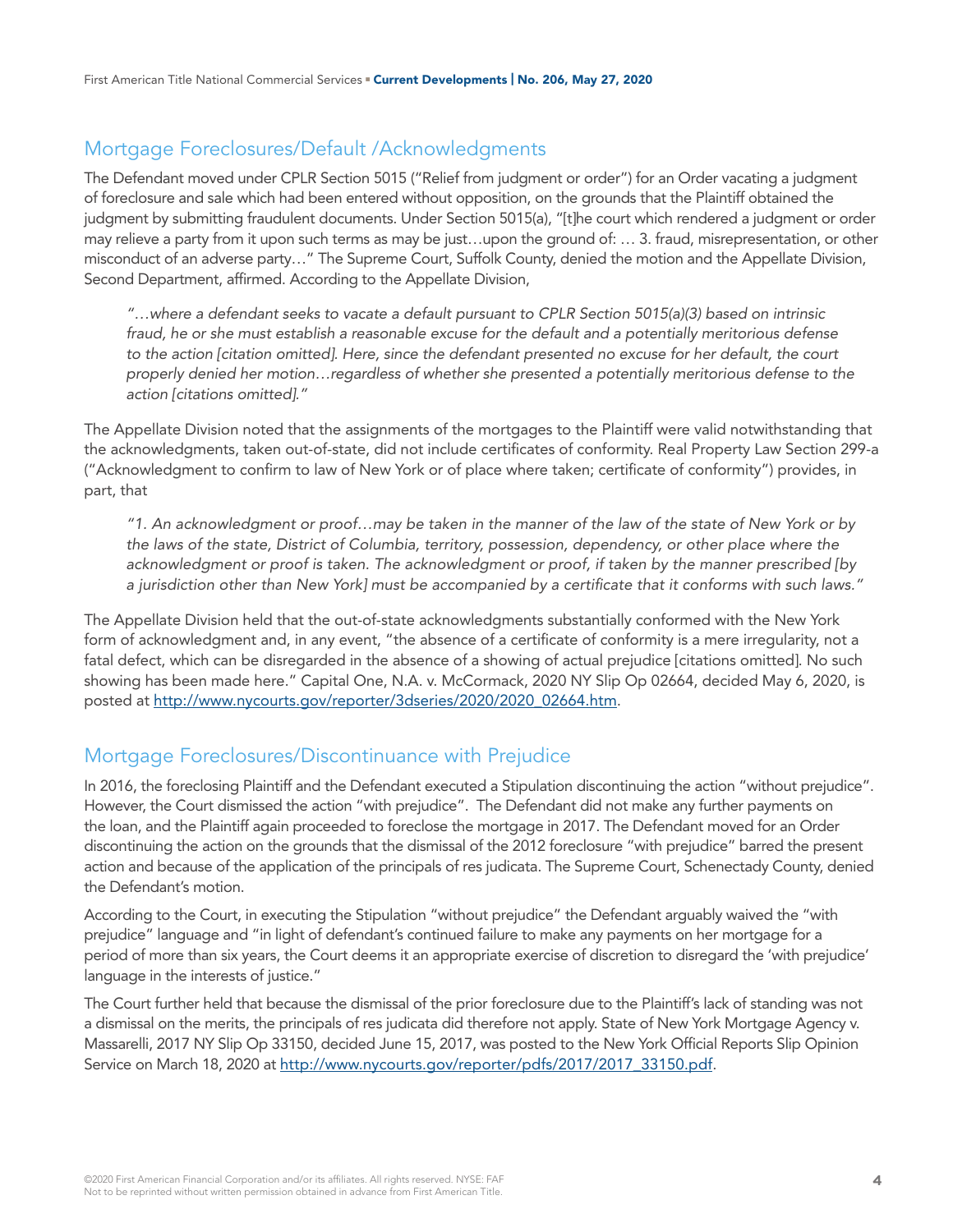## Mortgage Foreclosures/Default /Acknowledgments

The Defendant moved under CPLR Section 5015 ("Relief from judgment or order") for an Order vacating a judgment of foreclosure and sale which had been entered without opposition, on the grounds that the Plaintiff obtained the judgment by submitting fraudulent documents. Under Section 5015(a), "[t]he court which rendered a judgment or order may relieve a party from it upon such terms as may be just…upon the ground of: … 3. fraud, misrepresentation, or other misconduct of an adverse party…" The Supreme Court, Suffolk County, denied the motion and the Appellate Division, Second Department, affirmed. According to the Appellate Division,

> *"…where a defendant seeks to vacate a default pursuant to CPLR Section 5015(a)(3) based on intrinsic fraud, he or she must establish a reasonable excuse for the default and a potentially meritorious defense to the action [citation omitted]. Here, since the defendant presented no excuse for her default, the court properly denied her motion…regardless of whether she presented a potentially meritorious defense to the action [citations omitted]."*

The Appellate Division noted that the assignments of the mortgages to the Plaintiff were valid notwithstanding that the acknowledgments, taken out-of-state, did not include certificates of conformity. Real Property Law Section 299-a ("Acknowledgment to confirm to law of New York or of place where taken; certificate of conformity") provides, in part, that

> *"1. An acknowledgment or proof…may be taken in the manner of the law of the state of New York or by the laws of the state, District of Columbia, territory, possession, dependency, or other place where the acknowledgment or proof is taken. The acknowledgment or proof, if taken by the manner prescribed [by a jurisdiction other than New York] must be accompanied by a certificate that it conforms with such laws."*

The Appellate Division held that the out-of-state acknowledgments substantially conformed with the New York form of acknowledgment and, in any event, "the absence of a certificate of conformity is a mere irregularity, not a fatal defect, which can be disregarded in the absence of a showing of actual prejudice [citations omitted]. No such showing has been made here." Capital One, N.A. v. McCormack, 2020 NY Slip Op 02664, decided May 6, 2020, is posted at http://www.nycourts.gov/reporter/3dseries/2020/2020_02664.htm.

## Mortgage Foreclosures/Discontinuance with Prejudice

In 2016, the foreclosing Plaintiff and the Defendant executed a Stipulation discontinuing the action "without prejudice". However, the Court dismissed the action "with prejudice". The Defendant did not make any further payments on the loan, and the Plaintiff again proceeded to foreclose the mortgage in 2017. The Defendant moved for an Order discontinuing the action on the grounds that the dismissal of the 2012 foreclosure "with prejudice" barred the present action and because of the application of the principals of res judicata. The Supreme Court, Schenectady County, denied the Defendant's motion.

According to the Court, in executing the Stipulation "without prejudice" the Defendant arguably waived the "with prejudice" language and "in light of defendant's continued failure to make any payments on her mortgage for a period of more than six years, the Court deems it an appropriate exercise of discretion to disregard the 'with prejudice' language in the interests of justice."

The Court further held that because the dismissal of the prior foreclosure due to the Plaintiff's lack of standing was not a dismissal on the merits, the principals of res judicata did therefore not apply. State of New York Mortgage Agency v. Massarelli, 2017 NY Slip Op 33150, decided June 15, 2017, was posted to the New York Official Reports Slip Opinion Service on March 18, 2020 at http://www.nycourts.gov/reporter/pdfs/2017/2017_33150.pdf.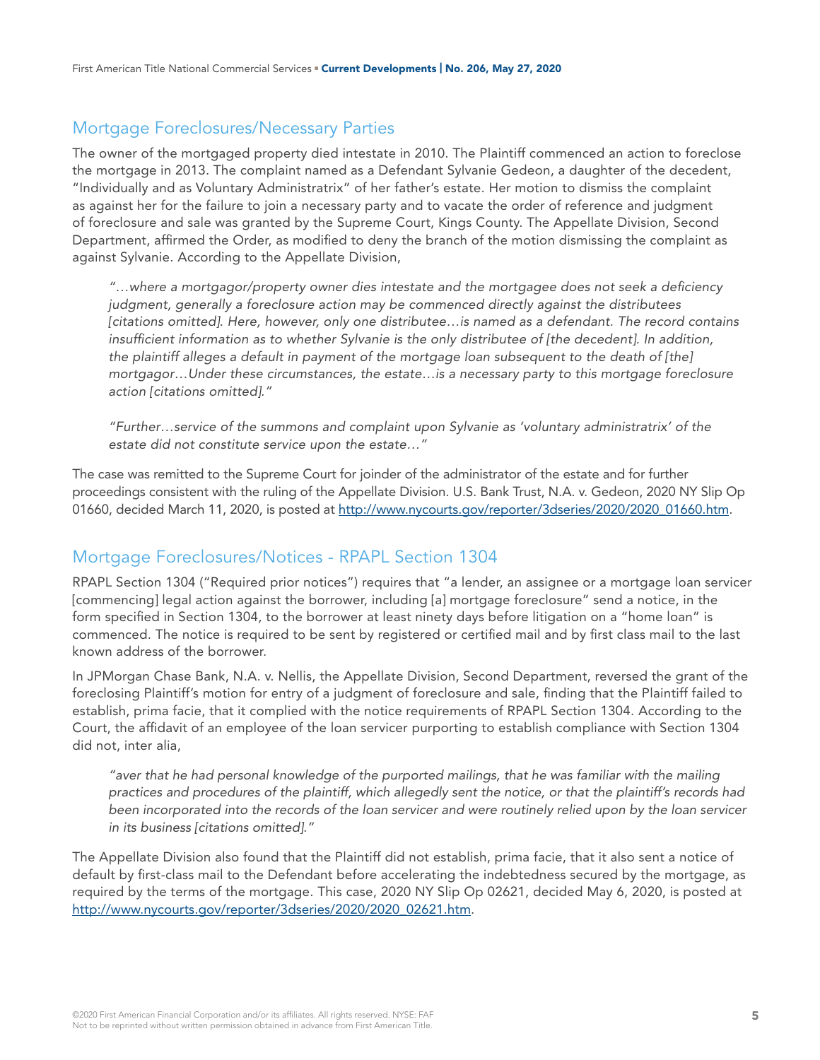## Mortgage Foreclosures/Necessary Parties

The owner of the mortgaged property died intestate in 2010. The Plaintiff commenced an action to foreclose the mortgage in 2013. The complaint named as a Defendant Sylvanie Gedeon, a daughter of the decedent, "Individually and as Voluntary Administratrix" of her father's estate. Her motion to dismiss the complaint as against her for the failure to join a necessary party and to vacate the order of reference and judgment of foreclosure and sale was granted by the Supreme Court, Kings County. The Appellate Division, Second Department, affirmed the Order, as modified to deny the branch of the motion dismissing the complaint as against Sylvanie. According to the Appellate Division,

> *"…where a mortgagor/property owner dies intestate and the mortgagee does not seek a deficiency judgment, generally a foreclosure action may be commenced directly against the distributees [citations omitted]. Here, however, only one distributee…is named as a defendant. The record contains insufficient information as to whether Sylvanie is the only distributee of [the decedent]. In addition, the plaintiff alleges a default in payment of the mortgage loan subsequent to the death of [the] mortgagor…Under these circumstances, the estate…is a necessary party to this mortgage foreclosure action [citations omitted]."*
>
> *"Further…service of the summons and complaint upon Sylvanie as 'voluntary administratrix' of the estate did not constitute service upon the estate…"*

The case was remitted to the Supreme Court for joinder of the administrator of the estate and for further proceedings consistent with the ruling of the Appellate Division. U.S. Bank Trust, N.A. v. Gedeon, 2020 NY Slip Op 01660, decided March 11, 2020, is posted at http://www.nycourts.gov/reporter/3dseries/2020/2020_01660.htm.

## Mortgage Foreclosures/Notices - RPAPL Section 1304

RPAPL Section 1304 ("Required prior notices") requires that "a lender, an assignee or a mortgage loan servicer [commencing] legal action against the borrower, including [a] mortgage foreclosure" send a notice, in the form specified in Section 1304, to the borrower at least ninety days before litigation on a "home loan" is commenced. The notice is required to be sent by registered or certified mail and by first class mail to the last known address of the borrower.

In JPMorgan Chase Bank, N.A. v. Nellis, the Appellate Division, Second Department, reversed the grant of the foreclosing Plaintiff's motion for entry of a judgment of foreclosure and sale, finding that the Plaintiff failed to establish, prima facie, that it complied with the notice requirements of RPAPL Section 1304. According to the Court, the affidavit of an employee of the loan servicer purporting to establish compliance with Section 1304 did not, inter alia,

> *"aver that he had personal knowledge of the purported mailings, that he was familiar with the mailing practices and procedures of the plaintiff, which allegedly sent the notice, or that the plaintiff's records had been incorporated into the records of the loan servicer and were routinely relied upon by the loan servicer in its business [citations omitted]."*

The Appellate Division also found that the Plaintiff did not establish, prima facie, that it also sent a notice of default by first-class mail to the Defendant before accelerating the indebtedness secured by the mortgage, as required by the terms of the mortgage. This case, 2020 NY Slip Op 02621, decided May 6, 2020, is posted at http://www.nycourts.gov/reporter/3dseries/2020/2020_02621.htm.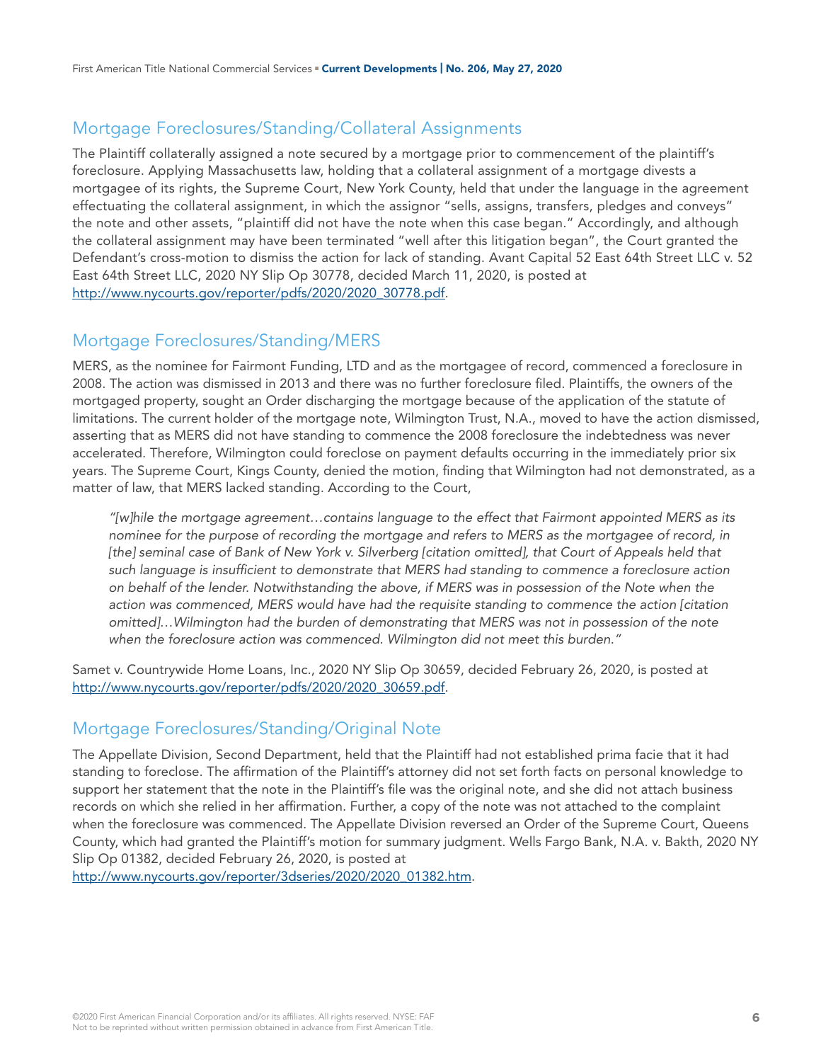## Mortgage Foreclosures/Standing/Collateral Assignments

The Plaintiff collaterally assigned a note secured by a mortgage prior to commencement of the plaintiff's foreclosure. Applying Massachusetts law, holding that a collateral assignment of a mortgage divests a mortgagee of its rights, the Supreme Court, New York County, held that under the language in the agreement effectuating the collateral assignment, in which the assignor "sells, assigns, transfers, pledges and conveys" the note and other assets, "plaintiff did not have the note when this case began." Accordingly, and although the collateral assignment may have been terminated "well after this litigation began", the Court granted the Defendant's cross-motion to dismiss the action for lack of standing. Avant Capital 52 East 64th Street LLC v. 52 East 64th Street LLC, 2020 NY Slip Op 30778, decided March 11, 2020, is posted at [http://www.nycourts.gov/reporter/pdfs/2020/2020_30778.pdf](http://www.nycourts.gov/reporter/pdfs/2020/2020_30778.pdf).

## Mortgage Foreclosures/Standing/MERS

MERS, as the nominee for Fairmont Funding, LTD and as the mortgagee of record, commenced a foreclosure in 2008. The action was dismissed in 2013 and there was no further foreclosure filed. Plaintiffs, the owners of the mortgaged property, sought an Order discharging the mortgage because of the application of the statute of limitations. The current holder of the mortgage note, Wilmington Trust, N.A., moved to have the action dismissed, asserting that as MERS did not have standing to commence the 2008 foreclosure the indebtedness was never accelerated. Therefore, Wilmington could foreclose on payment defaults occurring in the immediately prior six years. The Supreme Court, Kings County, denied the motion, finding that Wilmington had not demonstrated, as a matter of law, that MERS lacked standing. According to the Court,

> *"[w]hile the mortgage agreement…contains language to the effect that Fairmont appointed MERS as its nominee for the purpose of recording the mortgage and refers to MERS as the mortgagee of record, in [the] seminal case of Bank of New York v. Silverberg [citation omitted], that Court of Appeals held that such language is insufficient to demonstrate that MERS had standing to commence a foreclosure action on behalf of the lender. Notwithstanding the above, if MERS was in possession of the Note when the action was commenced, MERS would have had the requisite standing to commence the action [citation omitted]…Wilmington had the burden of demonstrating that MERS was not in possession of the note when the foreclosure action was commenced. Wilmington did not meet this burden."*

Samet v. Countrywide Home Loans, Inc., 2020 NY Slip Op 30659, decided February 26, 2020, is posted at [http://www.nycourts.gov/reporter/pdfs/2020/2020_30659.pdf](http://www.nycourts.gov/reporter/pdfs/2020/2020_30659.pdf).

## Mortgage Foreclosures/Standing/Original Note

The Appellate Division, Second Department, held that the Plaintiff had not established prima facie that it had standing to foreclose. The affirmation of the Plaintiff's attorney did not set forth facts on personal knowledge to support her statement that the note in the Plaintiff's file was the original note, and she did not attach business records on which she relied in her affirmation. Further, a copy of the note was not attached to the complaint when the foreclosure was commenced. The Appellate Division reversed an Order of the Supreme Court, Queens County, which had granted the Plaintiff's motion for summary judgment. Wells Fargo Bank, N.A. v. Bakth, 2020 NY Slip Op 01382, decided February 26, 2020, is posted at [http://www.nycourts.gov/reporter/3dseries/2020/2020_01382.htm](http://www.nycourts.gov/reporter/3dseries/2020/2020_01382.htm).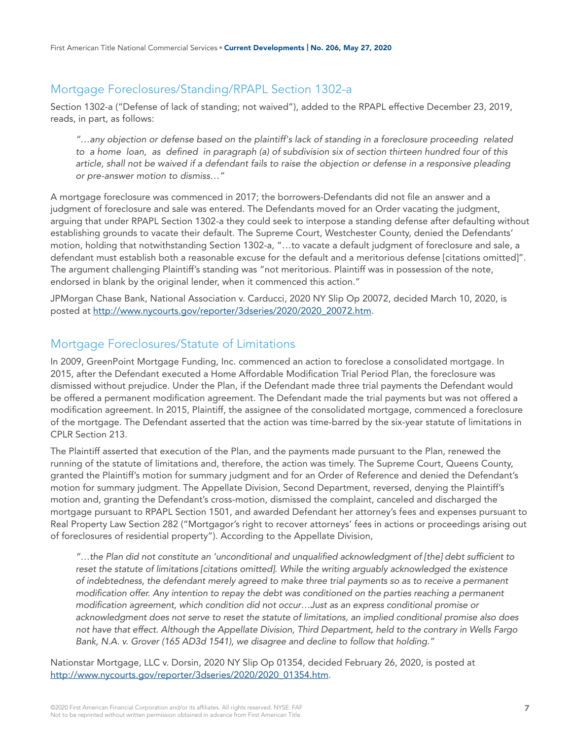## Mortgage Foreclosures/Standing/RPAPL Section 1302-a

Section 1302-a ("Defense of lack of standing; not waived"), added to the RPAPL effective December 23, 2019, reads, in part, as follows:

> *"…any objection or defense based on the plaintiff's lack of standing in a foreclosure proceeding related to a home loan, as defined in paragraph (a) of subdivision six of section thirteen hundred four of this article, shall not be waived if a defendant fails to raise the objection or defense in a responsive pleading or pre-answer motion to dismiss…"*

A mortgage foreclosure was commenced in 2017; the borrowers-Defendants did not file an answer and a judgment of foreclosure and sale was entered. The Defendants moved for an Order vacating the judgment, arguing that under RPAPL Section 1302-a they could seek to interpose a standing defense after defaulting without establishing grounds to vacate their default. The Supreme Court, Westchester County, denied the Defendants' motion, holding that notwithstanding Section 1302-a, "…to vacate a default judgment of foreclosure and sale, a defendant must establish both a reasonable excuse for the default and a meritorious defense [citations omitted]". The argument challenging Plaintiff's standing was "not meritorious. Plaintiff was in possession of the note, endorsed in blank by the original lender, when it commenced this action."

JPMorgan Chase Bank, National Association v. Carducci, 2020 NY Slip Op 20072, decided March 10, 2020, is posted at http://www.nycourts.gov/reporter/3dseries/2020/2020_20072.htm.

## Mortgage Foreclosures/Statute of Limitations

In 2009, GreenPoint Mortgage Funding, Inc. commenced an action to foreclose a consolidated mortgage. In 2015, after the Defendant executed a Home Affordable Modification Trial Period Plan, the foreclosure was dismissed without prejudice. Under the Plan, if the Defendant made three trial payments the Defendant would be offered a permanent modification agreement. The Defendant made the trial payments but was not offered a modification agreement. In 2015, Plaintiff, the assignee of the consolidated mortgage, commenced a foreclosure of the mortgage. The Defendant asserted that the action was time-barred by the six-year statute of limitations in CPLR Section 213.

The Plaintiff asserted that execution of the Plan, and the payments made pursuant to the Plan, renewed the running of the statute of limitations and, therefore, the action was timely. The Supreme Court, Queens County, granted the Plaintiff's motion for summary judgment and for an Order of Reference and denied the Defendant's motion for summary judgment. The Appellate Division, Second Department, reversed, denying the Plaintiff's motion and, granting the Defendant's cross-motion, dismissed the complaint, canceled and discharged the mortgage pursuant to RPAPL Section 1501, and awarded Defendant her attorney's fees and expenses pursuant to Real Property Law Section 282 ("Mortgagor's right to recover attorneys' fees in actions or proceedings arising out of foreclosures of residential property"). According to the Appellate Division,

> *"…the Plan did not constitute an 'unconditional and unqualified acknowledgment of [the] debt sufficient to reset the statute of limitations [citations omitted]. While the writing arguably acknowledged the existence of indebtedness, the defendant merely agreed to make three trial payments so as to receive a permanent modification offer. Any intention to repay the debt was conditioned on the parties reaching a permanent modification agreement, which condition did not occur…Just as an express conditional promise or acknowledgment does not serve to reset the statute of limitations, an implied conditional promise also does not have that effect. Although the Appellate Division, Third Department, held to the contrary in Wells Fargo Bank, N.A. v. Grover (165 AD3d 1541), we disagree and decline to follow that holding."*

Nationstar Mortgage, LLC v. Dorsin, 2020 NY Slip Op 01354, decided February 26, 2020, is posted at http://www.nycourts.gov/reporter/3dseries/2020/2020_01354.htm.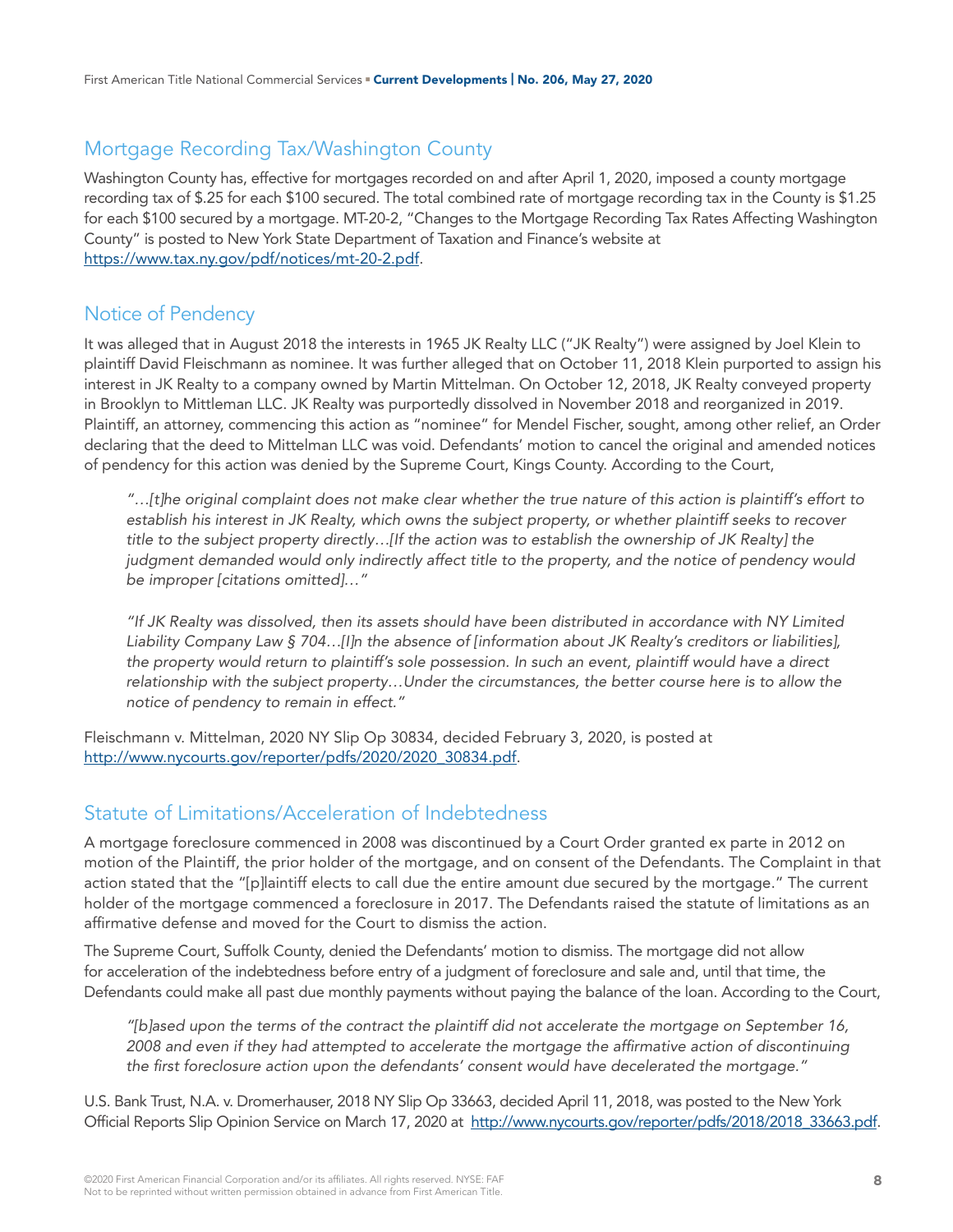## Mortgage Recording Tax/Washington County

Washington County has, effective for mortgages recorded on and after April 1, 2020, imposed a county mortgage recording tax of $.25 for each $100 secured. The total combined rate of mortgage recording tax in the County is $1.25 for each $100 secured by a mortgage. MT-20-2, "Changes to the Mortgage Recording Tax Rates Affecting Washington County" is posted to New York State Department of Taxation and Finance's website at https://www.tax.ny.gov/pdf/notices/mt-20-2.pdf.

## Notice of Pendency

It was alleged that in August 2018 the interests in 1965 JK Realty LLC ("JK Realty") were assigned by Joel Klein to plaintiff David Fleischmann as nominee. It was further alleged that on October 11, 2018 Klein purported to assign his interest in JK Realty to a company owned by Martin Mittelman. On October 12, 2018, JK Realty conveyed property in Brooklyn to Mittleman LLC. JK Realty was purportedly dissolved in November 2018 and reorganized in 2019. Plaintiff, an attorney, commencing this action as "nominee" for Mendel Fischer, sought, among other relief, an Order declaring that the deed to Mittelman LLC was void. Defendants' motion to cancel the original and amended notices of pendency for this action was denied by the Supreme Court, Kings County. According to the Court,

> *"…[t]he original complaint does not make clear whether the true nature of this action is plaintiff's effort to establish his interest in JK Realty, which owns the subject property, or whether plaintiff seeks to recover title to the subject property directly…[If the action was to establish the ownership of JK Realty] the judgment demanded would only indirectly affect title to the property, and the notice of pendency would be improper [citations omitted]…"*
>
> *"If JK Realty was dissolved, then its assets should have been distributed in accordance with NY Limited Liability Company Law § 704…[I]n the absence of [information about JK Realty's creditors or liabilities], the property would return to plaintiff's sole possession. In such an event, plaintiff would have a direct relationship with the subject property…Under the circumstances, the better course here is to allow the notice of pendency to remain in effect."*

Fleischmann v. Mittelman, 2020 NY Slip Op 30834, decided February 3, 2020, is posted at http://www.nycourts.gov/reporter/pdfs/2020/2020_30834.pdf.

## Statute of Limitations/Acceleration of Indebtedness

A mortgage foreclosure commenced in 2008 was discontinued by a Court Order granted ex parte in 2012 on motion of the Plaintiff, the prior holder of the mortgage, and on consent of the Defendants. The Complaint in that action stated that the "[p]laintiff elects to call due the entire amount due secured by the mortgage." The current holder of the mortgage commenced a foreclosure in 2017. The Defendants raised the statute of limitations as an affirmative defense and moved for the Court to dismiss the action.

The Supreme Court, Suffolk County, denied the Defendants' motion to dismiss. The mortgage did not allow for acceleration of the indebtedness before entry of a judgment of foreclosure and sale and, until that time, the Defendants could make all past due monthly payments without paying the balance of the loan. According to the Court,

> *"[b]ased upon the terms of the contract the plaintiff did not accelerate the mortgage on September 16, 2008 and even if they had attempted to accelerate the mortgage the affirmative action of discontinuing the first foreclosure action upon the defendants' consent would have decelerated the mortgage."*

U.S. Bank Trust, N.A. v. Dromerhauser, 2018 NY Slip Op 33663, decided April 11, 2018, was posted to the New York Official Reports Slip Opinion Service on March 17, 2020 at http://www.nycourts.gov/reporter/pdfs/2018/2018_33663.pdf.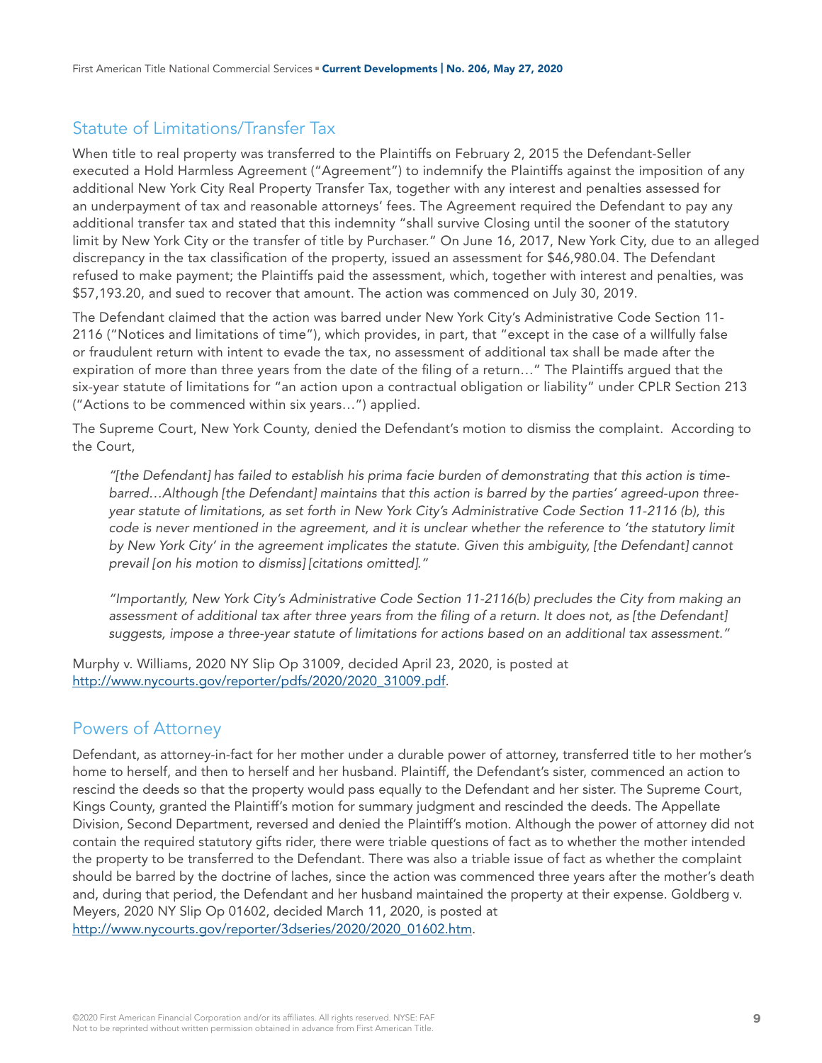## Statute of Limitations/Transfer Tax

When title to real property was transferred to the Plaintiffs on February 2, 2015 the Defendant-Seller executed a Hold Harmless Agreement ("Agreement") to indemnify the Plaintiffs against the imposition of any additional New York City Real Property Transfer Tax, together with any interest and penalties assessed for an underpayment of tax and reasonable attorneys' fees. The Agreement required the Defendant to pay any additional transfer tax and stated that this indemnity "shall survive Closing until the sooner of the statutory limit by New York City or the transfer of title by Purchaser." On June 16, 2017, New York City, due to an alleged discrepancy in the tax classification of the property, issued an assessment for $46,980.04. The Defendant refused to make payment; the Plaintiffs paid the assessment, which, together with interest and penalties, was $57,193.20, and sued to recover that amount. The action was commenced on July 30, 2019.

The Defendant claimed that the action was barred under New York City's Administrative Code Section 11-2116 ("Notices and limitations of time"), which provides, in part, that "except in the case of a willfully false or fraudulent return with intent to evade the tax, no assessment of additional tax shall be made after the expiration of more than three years from the date of the filing of a return…" The Plaintiffs argued that the six-year statute of limitations for "an action upon a contractual obligation or liability" under CPLR Section 213 ("Actions to be commenced within six years…") applied.

The Supreme Court, New York County, denied the Defendant's motion to dismiss the complaint. According to the Court,

> *"[the Defendant] has failed to establish his prima facie burden of demonstrating that this action is time-barred…Although [the Defendant] maintains that this action is barred by the parties' agreed-upon three-year statute of limitations, as set forth in New York City's Administrative Code Section 11-2116 (b), this code is never mentioned in the agreement, and it is unclear whether the reference to 'the statutory limit by New York City' in the agreement implicates the statute. Given this ambiguity, [the Defendant] cannot prevail [on his motion to dismiss] [citations omitted]."*
>
> *"Importantly, New York City's Administrative Code Section 11-2116(b) precludes the City from making an assessment of additional tax after three years from the filing of a return. It does not, as [the Defendant] suggests, impose a three-year statute of limitations for actions based on an additional tax assessment."*

Murphy v. Williams, 2020 NY Slip Op 31009, decided April 23, 2020, is posted at http://www.nycourts.gov/reporter/pdfs/2020/2020_31009.pdf.

## Powers of Attorney

Defendant, as attorney-in-fact for her mother under a durable power of attorney, transferred title to her mother's home to herself, and then to herself and her husband. Plaintiff, the Defendant's sister, commenced an action to rescind the deeds so that the property would pass equally to the Defendant and her sister. The Supreme Court, Kings County, granted the Plaintiff's motion for summary judgment and rescinded the deeds. The Appellate Division, Second Department, reversed and denied the Plaintiff's motion. Although the power of attorney did not contain the required statutory gifts rider, there were triable questions of fact as to whether the mother intended the property to be transferred to the Defendant. There was also a triable issue of fact as whether the complaint should be barred by the doctrine of laches, since the action was commenced three years after the mother's death and, during that period, the Defendant and her husband maintained the property at their expense. Goldberg v. Meyers, 2020 NY Slip Op 01602, decided March 11, 2020, is posted at http://www.nycourts.gov/reporter/3dseries/2020/2020_01602.htm.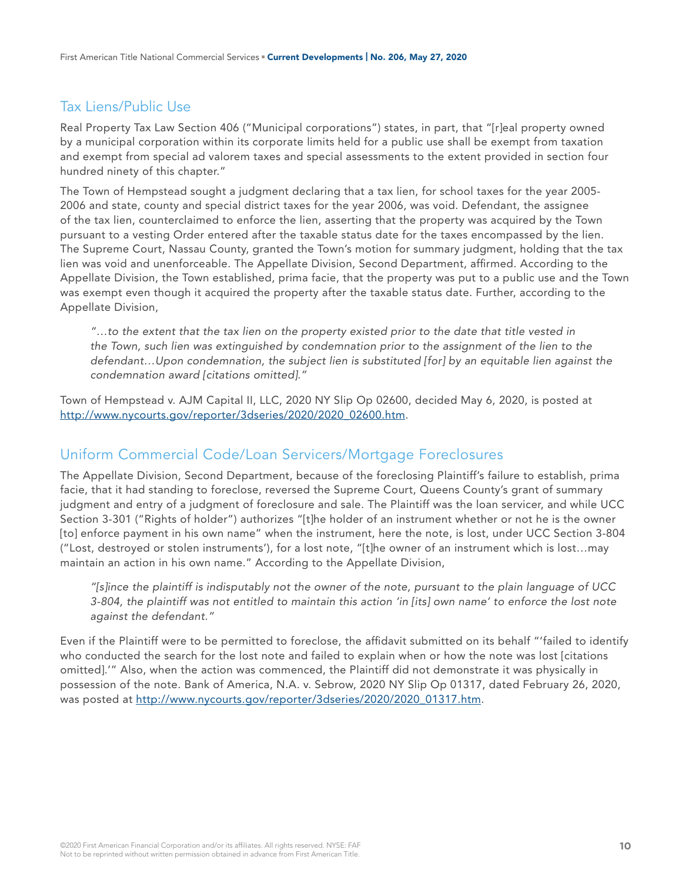## Tax Liens/Public Use

Real Property Tax Law Section 406 ("Municipal corporations") states, in part, that "[r]eal property owned by a municipal corporation within its corporate limits held for a public use shall be exempt from taxation and exempt from special ad valorem taxes and special assessments to the extent provided in section four hundred ninety of this chapter."

The Town of Hempstead sought a judgment declaring that a tax lien, for school taxes for the year 2005-2006 and state, county and special district taxes for the year 2006, was void. Defendant, the assignee of the tax lien, counterclaimed to enforce the lien, asserting that the property was acquired by the Town pursuant to a vesting Order entered after the taxable status date for the taxes encompassed by the lien. The Supreme Court, Nassau County, granted the Town's motion for summary judgment, holding that the tax lien was void and unenforceable. The Appellate Division, Second Department, affirmed. According to the Appellate Division, the Town established, prima facie, that the property was put to a public use and the Town was exempt even though it acquired the property after the taxable status date. Further, according to the Appellate Division,

> *"…to the extent that the tax lien on the property existed prior to the date that title vested in the Town, such lien was extinguished by condemnation prior to the assignment of the lien to the defendant…Upon condemnation, the subject lien is substituted [for] by an equitable lien against the condemnation award [citations omitted]."*

Town of Hempstead v. AJM Capital II, LLC, 2020 NY Slip Op 02600, decided May 6, 2020, is posted at http://www.nycourts.gov/reporter/3dseries/2020/2020_02600.htm.

## Uniform Commercial Code/Loan Servicers/Mortgage Foreclosures

The Appellate Division, Second Department, because of the foreclosing Plaintiff's failure to establish, prima facie, that it had standing to foreclose, reversed the Supreme Court, Queens County's grant of summary judgment and entry of a judgment of foreclosure and sale. The Plaintiff was the loan servicer, and while UCC Section 3-301 ("Rights of holder") authorizes "[t]he holder of an instrument whether or not he is the owner [to] enforce payment in his own name" when the instrument, here the note, is lost, under UCC Section 3-804 ("Lost, destroyed or stolen instruments'), for a lost note, "[t]he owner of an instrument which is lost…may maintain an action in his own name." According to the Appellate Division,

> *"[s]ince the plaintiff is indisputably not the owner of the note, pursuant to the plain language of UCC 3-804, the plaintiff was not entitled to maintain this action 'in [its] own name' to enforce the lost note against the defendant."*

Even if the Plaintiff were to be permitted to foreclose, the affidavit submitted on its behalf "'failed to identify who conducted the search for the lost note and failed to explain when or how the note was lost [citations omitted].'" Also, when the action was commenced, the Plaintiff did not demonstrate it was physically in possession of the note. Bank of America, N.A. v. Sebrow, 2020 NY Slip Op 01317, dated February 26, 2020, was posted at http://www.nycourts.gov/reporter/3dseries/2020/2020_01317.htm.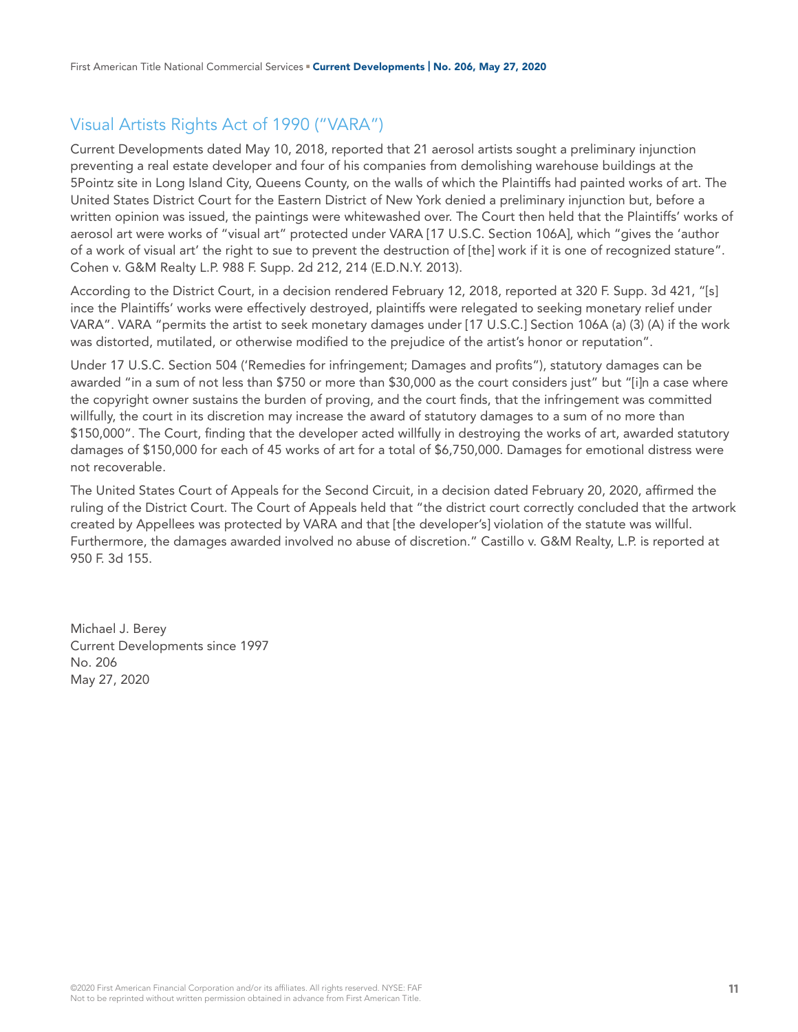## Visual Artists Rights Act of 1990 ("VARA")

Current Developments dated May 10, 2018, reported that 21 aerosol artists sought a preliminary injunction preventing a real estate developer and four of his companies from demolishing warehouse buildings at the 5Pointz site in Long Island City, Queens County, on the walls of which the Plaintiffs had painted works of art. The United States District Court for the Eastern District of New York denied a preliminary injunction but, before a written opinion was issued, the paintings were whitewashed over. The Court then held that the Plaintiffs' works of aerosol art were works of "visual art" protected under VARA [17 U.S.C. Section 106A], which "gives the 'author of a work of visual art' the right to sue to prevent the destruction of [the] work if it is one of recognized stature". Cohen v. G&M Realty L.P. 988 F. Supp. 2d 212, 214 (E.D.N.Y. 2013).

According to the District Court, in a decision rendered February 12, 2018, reported at 320 F. Supp. 3d 421, "[s] ince the Plaintiffs' works were effectively destroyed, plaintiffs were relegated to seeking monetary relief under VARA". VARA "permits the artist to seek monetary damages under [17 U.S.C.] Section 106A (a) (3) (A) if the work was distorted, mutilated, or otherwise modified to the prejudice of the artist's honor or reputation".

Under 17 U.S.C. Section 504 ('Remedies for infringement; Damages and profits"), statutory damages can be awarded "in a sum of not less than $750 or more than $30,000 as the court considers just" but "[i]n a case where the copyright owner sustains the burden of proving, and the court finds, that the infringement was committed willfully, the court in its discretion may increase the award of statutory damages to a sum of no more than $150,000". The Court, finding that the developer acted willfully in destroying the works of art, awarded statutory damages of $150,000 for each of 45 works of art for a total of $6,750,000. Damages for emotional distress were not recoverable.

The United States Court of Appeals for the Second Circuit, in a decision dated February 20, 2020, affirmed the ruling of the District Court. The Court of Appeals held that "the district court correctly concluded that the artwork created by Appellees was protected by VARA and that [the developer's] violation of the statute was willful. Furthermore, the damages awarded involved no abuse of discretion." Castillo v. G&M Realty, L.P. is reported at 950 F. 3d 155.

Michael J. Berey
Current Developments since 1997
No. 206
May 27, 2020